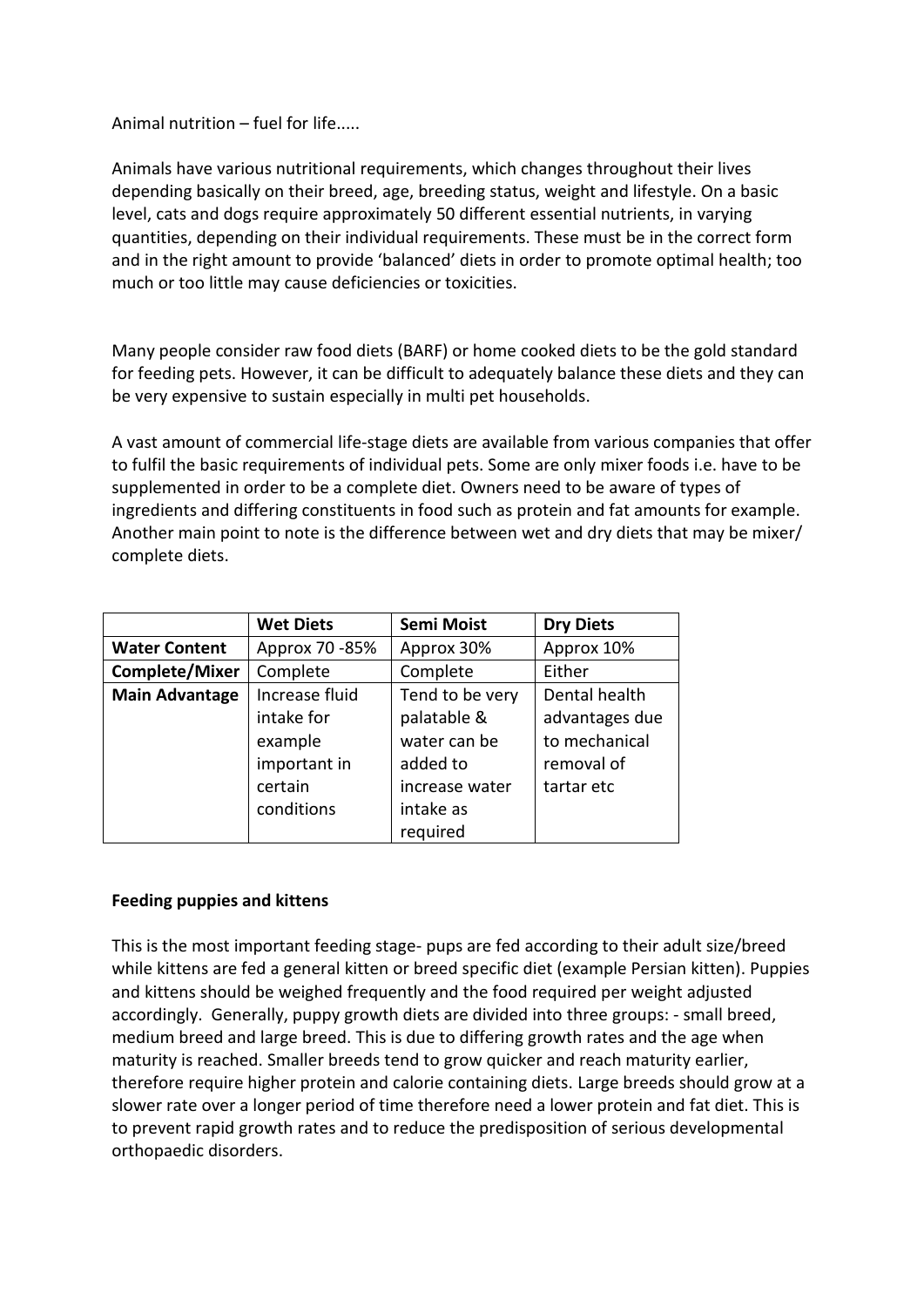Animal nutrition – fuel for life.....

Animals have various nutritional requirements, which changes throughout their lives depending basically on their breed, age, breeding status, weight and lifestyle. On a basic level, cats and dogs require approximately 50 different essential nutrients, in varying quantities, depending on their individual requirements. These must be in the correct form and in the right amount to provide 'balanced' diets in order to promote optimal health; too much or too little may cause deficiencies or toxicities.

Many people consider raw food diets (BARF) or home cooked diets to be the gold standard for feeding pets. However, it can be difficult to adequately balance these diets and they can be very expensive to sustain especially in multi pet households.

A vast amount of commercial life-stage diets are available from various companies that offer to fulfil the basic requirements of individual pets. Some are only mixer foods i.e. have to be supplemented in order to be a complete diet. Owners need to be aware of types of ingredients and differing constituents in food such as protein and fat amounts for example. Another main point to note is the difference between wet and dry diets that may be mixer/ complete diets.

| | **Wet Diets** | **Semi Moist** | **Dry Diets** |
|---|---|---|---|
| **Water Content** | Approx 70 -85% | Approx 30% | Approx 10% |
| **Complete/Mixer** | Complete | Complete | Either |
| **Main Advantage** | Increase fluid intake for example important in certain conditions | Tend to be very palatable & water can be added to increase water intake as required | Dental health advantages due to mechanical removal of tartar etc |

**Feeding puppies and kittens**

This is the most important feeding stage- pups are fed according to their adult size/breed while kittens are fed a general kitten or breed specific diet (example Persian kitten). Puppies and kittens should be weighed frequently and the food required per weight adjusted accordingly. Generally, puppy growth diets are divided into three groups: - small breed, medium breed and large breed. This is due to differing growth rates and the age when maturity is reached. Smaller breeds tend to grow quicker and reach maturity earlier, therefore require higher protein and calorie containing diets. Large breeds should grow at a slower rate over a longer period of time therefore need a lower protein and fat diet. This is to prevent rapid growth rates and to reduce the predisposition of serious developmental orthopaedic disorders.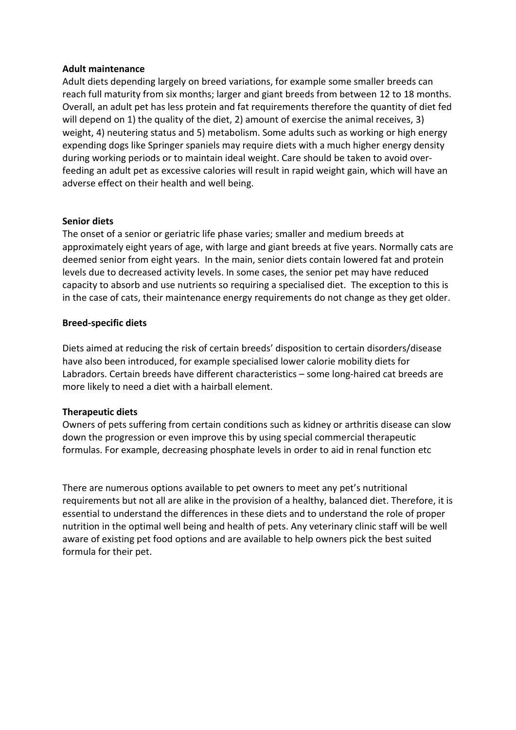**Adult maintenance**

Adult diets depending largely on breed variations, for example some smaller breeds can reach full maturity from six months; larger and giant breeds from between 12 to 18 months. Overall, an adult pet has less protein and fat requirements therefore the quantity of diet fed will depend on 1) the quality of the diet, 2) amount of exercise the animal receives, 3) weight, 4) neutering status and 5) metabolism. Some adults such as working or high energy expending dogs like Springer spaniels may require diets with a much higher energy density during working periods or to maintain ideal weight. Care should be taken to avoid over-feeding an adult pet as excessive calories will result in rapid weight gain, which will have an adverse effect on their health and well being.

**Senior diets**

The onset of a senior or geriatric life phase varies; smaller and medium breeds at approximately eight years of age, with large and giant breeds at five years. Normally cats are deemed senior from eight years. In the main, senior diets contain lowered fat and protein levels due to decreased activity levels. In some cases, the senior pet may have reduced capacity to absorb and use nutrients so requiring a specialised diet. The exception to this is in the case of cats, their maintenance energy requirements do not change as they get older.

**Breed-specific diets**

Diets aimed at reducing the risk of certain breeds' disposition to certain disorders/disease have also been introduced, for example specialised lower calorie mobility diets for Labradors. Certain breeds have different characteristics – some long-haired cat breeds are more likely to need a diet with a hairball element.

**Therapeutic diets**

Owners of pets suffering from certain conditions such as kidney or arthritis disease can slow down the progression or even improve this by using special commercial therapeutic formulas. For example, decreasing phosphate levels in order to aid in renal function etc

There are numerous options available to pet owners to meet any pet's nutritional requirements but not all are alike in the provision of a healthy, balanced diet. Therefore, it is essential to understand the differences in these diets and to understand the role of proper nutrition in the optimal well being and health of pets. Any veterinary clinic staff will be well aware of existing pet food options and are available to help owners pick the best suited formula for their pet.